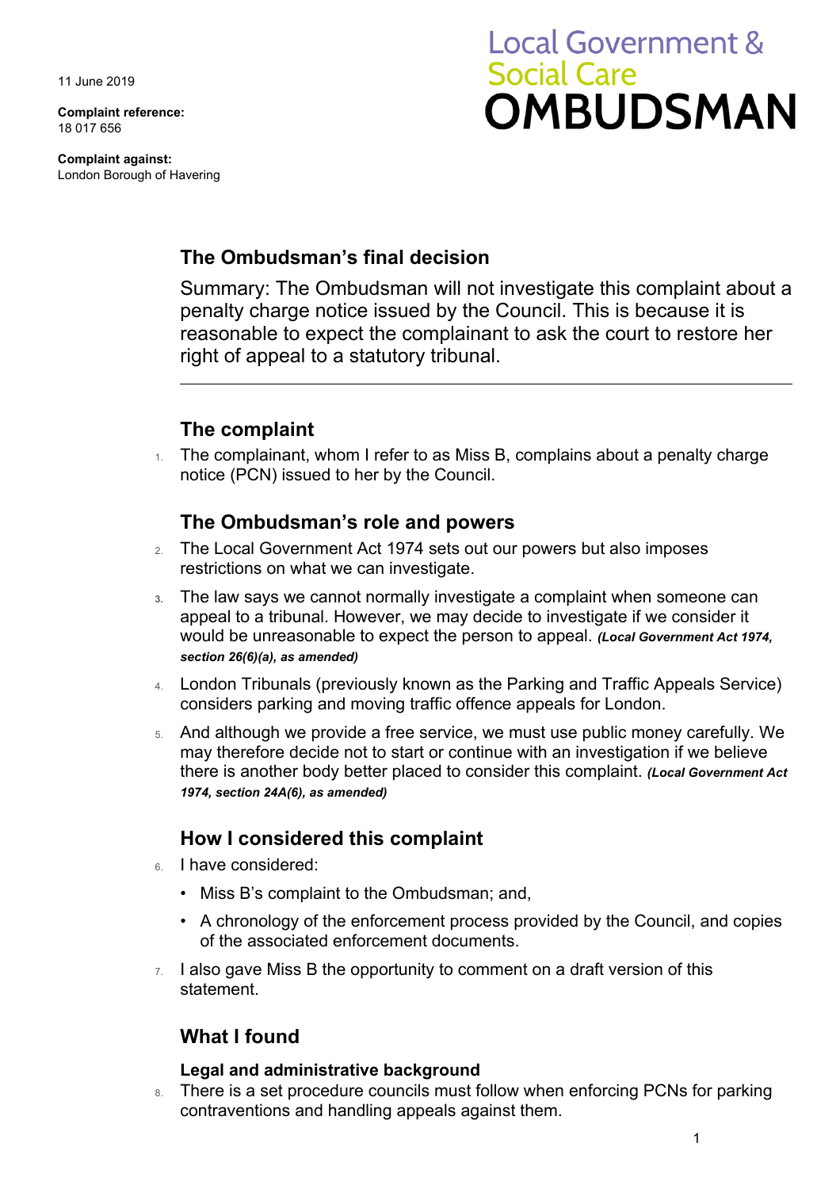11 June 2019

**Complaint reference:**
18 017 656

**Complaint against:**
London Borough of Havering

Local Government & Social Care **OMBUDSMAN**

## The Ombudsman's final decision

Summary: The Ombudsman will not investigate this complaint about a penalty charge notice issued by the Council. This is because it is reasonable to expect the complainant to ask the court to restore her right of appeal to a statutory tribunal.

---

## The complaint

1. The complainant, whom I refer to as Miss B, complains about a penalty charge notice (PCN) issued to her by the Council.

## The Ombudsman's role and powers

2. The Local Government Act 1974 sets out our powers but also imposes restrictions on what we can investigate.
3. The law says we cannot normally investigate a complaint when someone can appeal to a tribunal. However, we may decide to investigate if we consider it would be unreasonable to expect the person to appeal. ***(Local Government Act 1974, section 26(6)(a), as amended)***
4. London Tribunals (previously known as the Parking and Traffic Appeals Service) considers parking and moving traffic offence appeals for London.
5. And although we provide a free service, we must use public money carefully. We may therefore decide not to start or continue with an investigation if we believe there is another body better placed to consider this complaint. ***(Local Government Act 1974, section 24A(6), as amended)***

## How I considered this complaint

6. I have considered:
   - Miss B's complaint to the Ombudsman; and,
   - A chronology of the enforcement process provided by the Council, and copies of the associated enforcement documents.
7. I also gave Miss B the opportunity to comment on a draft version of this statement.

## What I found

### Legal and administrative background

8. There is a set procedure councils must follow when enforcing PCNs for parking contraventions and handling appeals against them.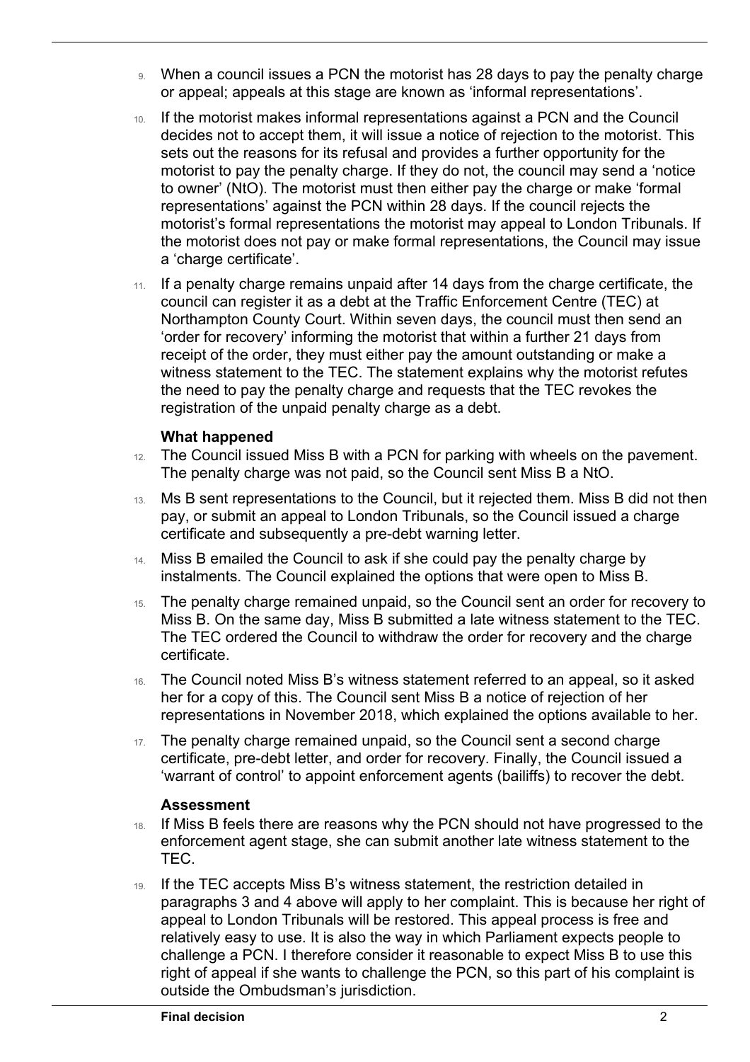9. When a council issues a PCN the motorist has 28 days to pay the penalty charge or appeal; appeals at this stage are known as 'informal representations'.

10. If the motorist makes informal representations against a PCN and the Council decides not to accept them, it will issue a notice of rejection to the motorist. This sets out the reasons for its refusal and provides a further opportunity for the motorist to pay the penalty charge. If they do not, the council may send a 'notice to owner' (NtO). The motorist must then either pay the charge or make 'formal representations' against the PCN within 28 days. If the council rejects the motorist's formal representations the motorist may appeal to London Tribunals. If the motorist does not pay or make formal representations, the Council may issue a 'charge certificate'.

11. If a penalty charge remains unpaid after 14 days from the charge certificate, the council can register it as a debt at the Traffic Enforcement Centre (TEC) at Northampton County Court. Within seven days, the council must then send an 'order for recovery' informing the motorist that within a further 21 days from receipt of the order, they must either pay the amount outstanding or make a witness statement to the TEC. The statement explains why the motorist refutes the need to pay the penalty charge and requests that the TEC revokes the registration of the unpaid penalty charge as a debt.

### What happened

12. The Council issued Miss B with a PCN for parking with wheels on the pavement. The penalty charge was not paid, so the Council sent Miss B a NtO.

13. Ms B sent representations to the Council, but it rejected them. Miss B did not then pay, or submit an appeal to London Tribunals, so the Council issued a charge certificate and subsequently a pre-debt warning letter.

14. Miss B emailed the Council to ask if she could pay the penalty charge by instalments. The Council explained the options that were open to Miss B.

15. The penalty charge remained unpaid, so the Council sent an order for recovery to Miss B. On the same day, Miss B submitted a late witness statement to the TEC. The TEC ordered the Council to withdraw the order for recovery and the charge certificate.

16. The Council noted Miss B's witness statement referred to an appeal, so it asked her for a copy of this. The Council sent Miss B a notice of rejection of her representations in November 2018, which explained the options available to her.

17. The penalty charge remained unpaid, so the Council sent a second charge certificate, pre-debt letter, and order for recovery. Finally, the Council issued a 'warrant of control' to appoint enforcement agents (bailiffs) to recover the debt.

### Assessment

18. If Miss B feels there are reasons why the PCN should not have progressed to the enforcement agent stage, she can submit another late witness statement to the TEC.

19. If the TEC accepts Miss B's witness statement, the restriction detailed in paragraphs 3 and 4 above will apply to her complaint. This is because her right of appeal to London Tribunals will be restored. This appeal process is free and relatively easy to use. It is also the way in which Parliament expects people to challenge a PCN. I therefore consider it reasonable to expect Miss B to use this right of appeal if she wants to challenge the PCN, so this part of his complaint is outside the Ombudsman's jurisdiction.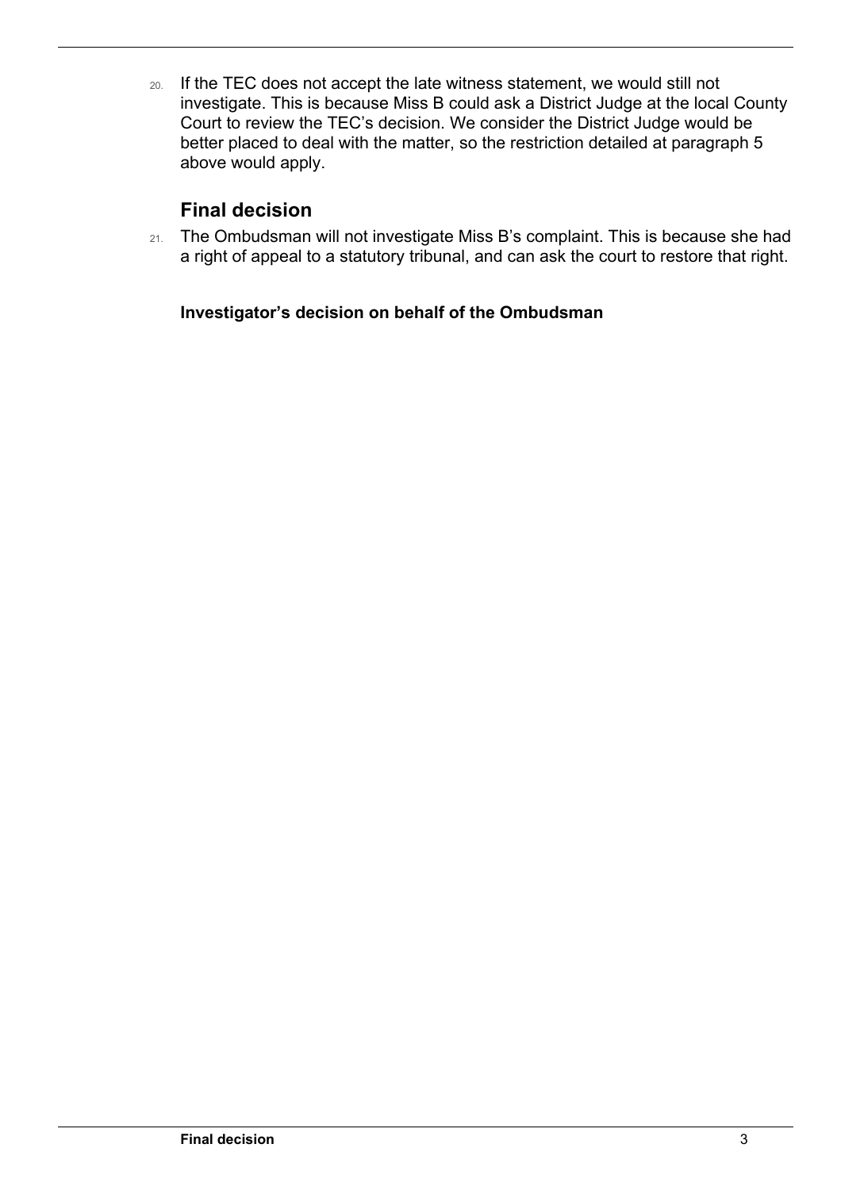20. If the TEC does not accept the late witness statement, we would still not investigate. This is because Miss B could ask a District Judge at the local County Court to review the TEC's decision. We consider the District Judge would be better placed to deal with the matter, so the restriction detailed at paragraph 5 above would apply.

## Final decision

21. The Ombudsman will not investigate Miss B's complaint. This is because she had a right of appeal to a statutory tribunal, and can ask the court to restore that right.

**Investigator's decision on behalf of the Ombudsman**